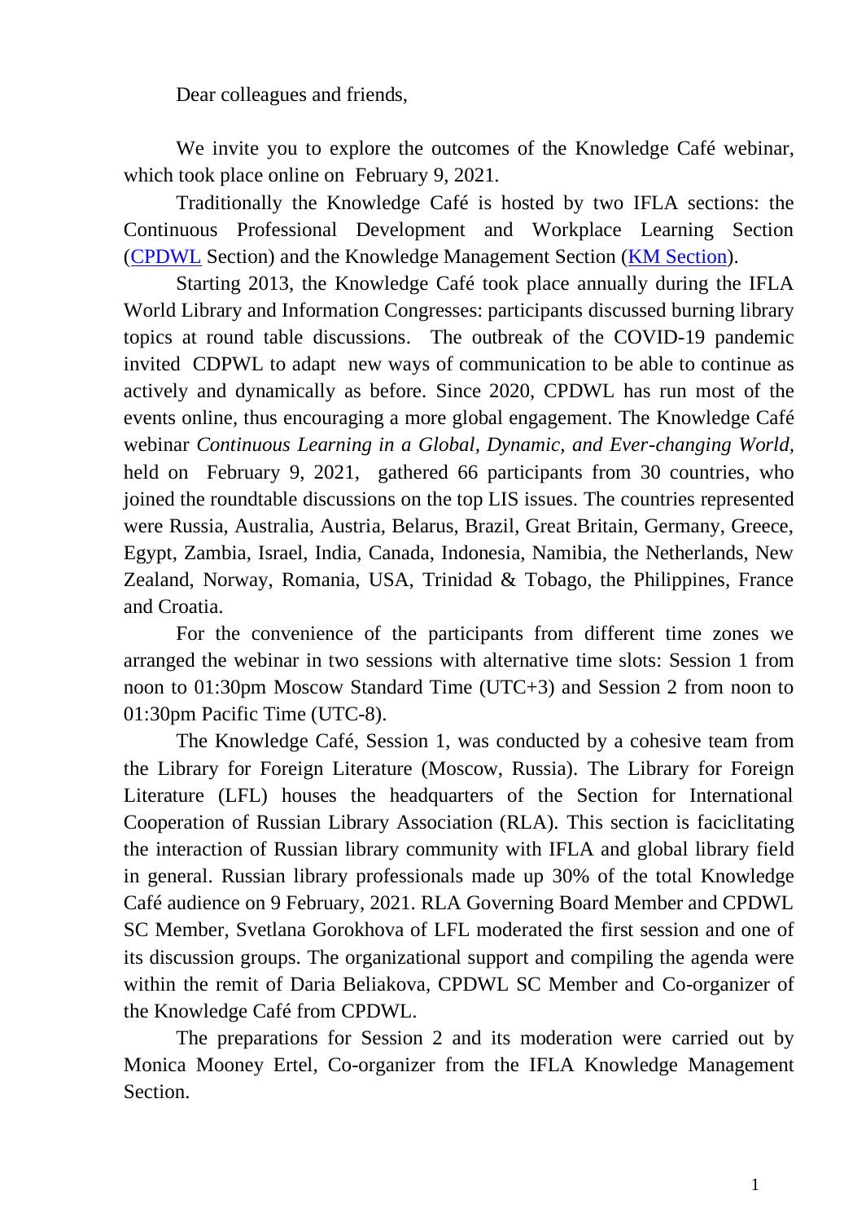Dear colleagues and friends,

We invite you to explore the outcomes of the Knowledge Café webinar, which took place online on  February 9, 2021.

Traditionally the Knowledge Café is hosted by two IFLA sections: the Continuous Professional Development and Workplace Learning Section (CPDWL Section) and the Knowledge Management Section (KM Section).

Starting 2013, the Knowledge Café took place annually during the IFLA World Library and Information Congresses: participants discussed burning library topics at round table discussions.  The outbreak of the COVID-19 pandemic invited  CDPWL to adapt  new ways of communication to be able to continue as actively and dynamically as before. Since 2020, CPDWL has run most of the events online, thus encouraging a more global engagement. The Knowledge Café webinar *Continuous Learning in a Global, Dynamic, and Ever-changing World*, held on  February 9, 2021,  gathered 66 participants from 30 countries, who joined the roundtable discussions on the top LIS issues. The countries represented were Russia, Australia, Austria, Belarus, Brazil, Great Britain, Germany, Greece, Egypt, Zambia, Israel, India, Canada, Indonesia, Namibia, the Netherlands, New Zealand, Norway, Romania, USA, Trinidad & Tobago, the Philippines, France and Croatia.

For the convenience of the participants from different time zones we arranged the webinar in two sessions with alternative time slots: Session 1 from noon to 01:30pm Moscow Standard Time (UTC+3) and Session 2 from noon to 01:30pm Pacific Time (UTC-8).

The Knowledge Café, Session 1, was conducted by a cohesive team from the Library for Foreign Literature (Moscow, Russia). The Library for Foreign Literature (LFL) houses the headquarters of the Section for International Cooperation of Russian Library Association (RLA). This section is faciclitating the interaction of Russian library community with IFLA and global library field in general. Russian library professionals made up 30% of the total Knowledge Café audience on 9 February, 2021. RLA Governing Board Member and CPDWL SC Member, Svetlana Gorokhova of LFL moderated the first session and one of its discussion groups. The organizational support and compiling the agenda were within the remit of Daria Beliakova, CPDWL SC Member and Co-organizer of the Knowledge Café from CPDWL.

The preparations for Session 2 and its moderation were carried out by Monica Mooney Ertel, Co-organizer from the IFLA Knowledge Management Section.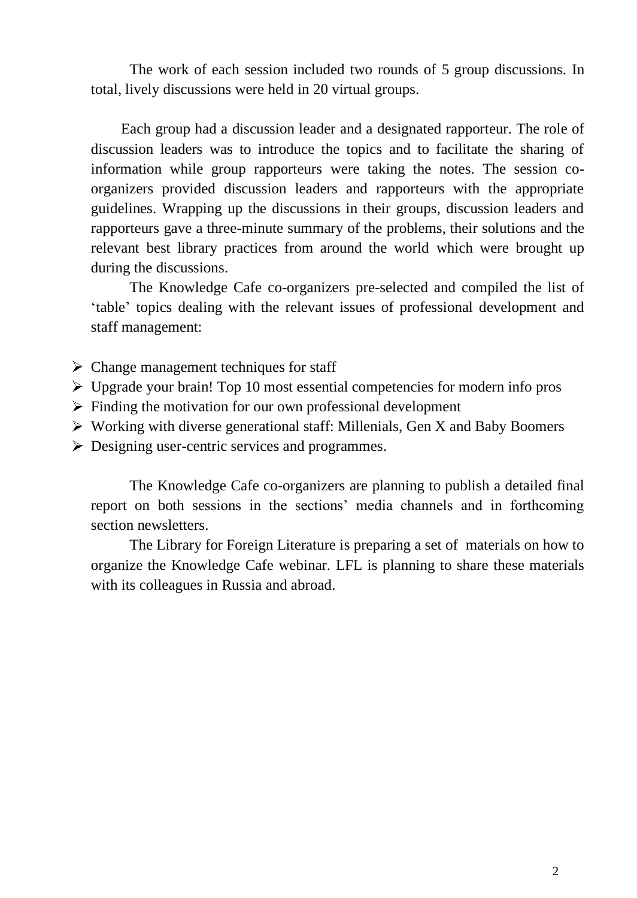The work of each session included two rounds of 5 group discussions. In total, lively discussions were held in 20 virtual groups.

Each group had a discussion leader and a designated rapporteur. The role of discussion leaders was to introduce the topics and to facilitate the sharing of information while group rapporteurs were taking the notes. The session co-organizers provided discussion leaders and rapporteurs with the appropriate guidelines. Wrapping up the discussions in their groups, discussion leaders and rapporteurs gave a three-minute summary of the problems, their solutions and the relevant best library practices from around the world which were brought up during the discussions.

The Knowledge Cafe co-organizers pre-selected and compiled the list of 'table' topics dealing with the relevant issues of professional development and staff management:

- Change management techniques for staff
- Upgrade your brain! Top 10 most essential competencies for modern info pros
- Finding the motivation for our own professional development
- Working with diverse generational staff: Millenials, Gen X and Baby Boomers
- Designing user-centric services and programmes.

The Knowledge Cafe co-organizers are planning to publish a detailed final report on both sessions in the sections' media channels and in forthcoming section newsletters.

The Library for Foreign Literature is preparing a set of materials on how to organize the Knowledge Cafe webinar. LFL is planning to share these materials with its colleagues in Russia and abroad.